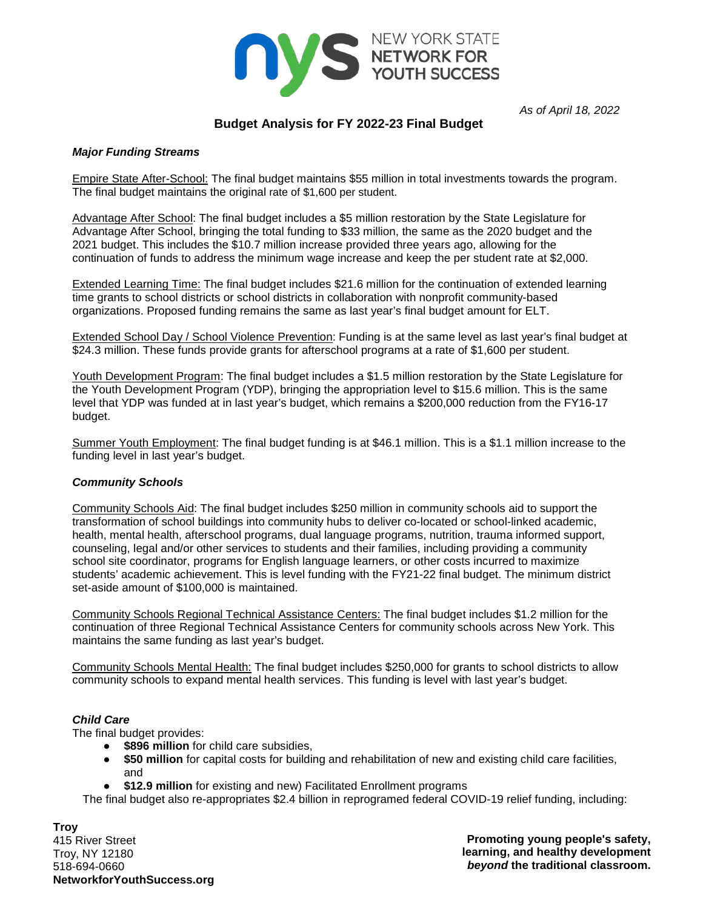*As of April 18, 2022*

# Budget Analysis for FY 2022-23 Final Budget

### *Major Funding Streams*

Empire State After-School: The final budget maintains $55 million in total investments towards the program. The final budget maintains the original rate of $1,600 per student.

Advantage After School: The final budget includes a $5 million restoration by the State Legislature for Advantage After School, bringing the total funding to $33 million, the same as the 2020 budget and the 2021 budget. This includes the $10.7 million increase provided three years ago, allowing for the continuation of funds to address the minimum wage increase and keep the per student rate at $2,000.

Extended Learning Time: The final budget includes $21.6 million for the continuation of extended learning time grants to school districts or school districts in collaboration with nonprofit community-based organizations. Proposed funding remains the same as last year's final budget amount for ELT.

Extended School Day / School Violence Prevention: Funding is at the same level as last year's final budget at $24.3 million. These funds provide grants for afterschool programs at a rate of $1,600 per student.

Youth Development Program: The final budget includes a $1.5 million restoration by the State Legislature for the Youth Development Program (YDP), bringing the appropriation level to $15.6 million. This is the same level that YDP was funded at in last year's budget, which remains a $200,000 reduction from the FY16-17 budget.

Summer Youth Employment: The final budget funding is at $46.1 million. This is a $1.1 million increase to the funding level in last year's budget.

### *Community Schools*

Community Schools Aid: The final budget includes $250 million in community schools aid to support the transformation of school buildings into community hubs to deliver co-located or school-linked academic, health, mental health, afterschool programs, dual language programs, nutrition, trauma informed support, counseling, legal and/or other services to students and their families, including providing a community school site coordinator, programs for English language learners, or other costs incurred to maximize students' academic achievement. This is level funding with the FY21-22 final budget. The minimum district set-aside amount of $100,000 is maintained.

Community Schools Regional Technical Assistance Centers: The final budget includes $1.2 million for the continuation of three Regional Technical Assistance Centers for community schools across New York. This maintains the same funding as last year's budget.

Community Schools Mental Health: The final budget includes $250,000 for grants to school districts to allow community schools to expand mental health services. This funding is level with last year's budget.

### *Child Care*

The final budget provides:

- **$896 million** for child care subsidies,
- **$50 million** for capital costs for building and rehabilitation of new and existing child care facilities, and
- **$12.9 million** for existing and new) Facilitated Enrollment programs

The final budget also re-appropriates $2.4 billion in reprogramed federal COVID-19 relief funding, including: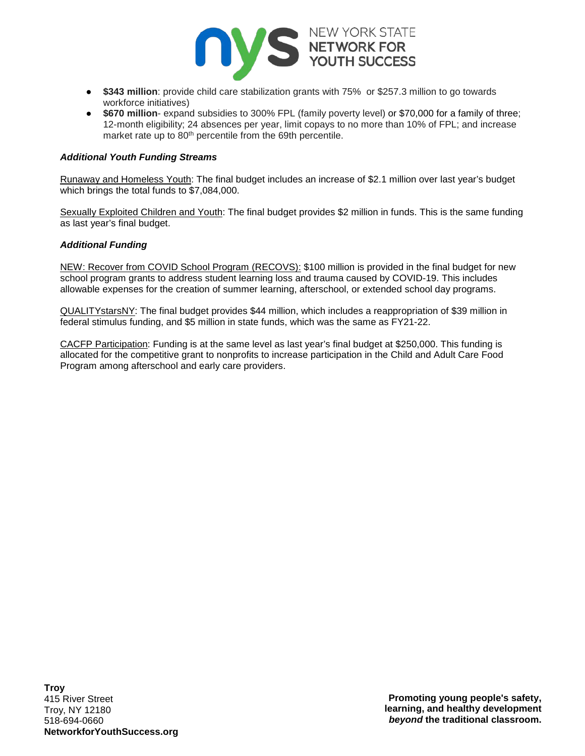- **$343 million**: provide child care stabilization grants with 75% or $257.3 million to go towards workforce initiatives)
- **$670 million**- expand subsidies to 300% FPL (family poverty level) or $70,000 for a family of three; 12-month eligibility; 24 absences per year, limit copays to no more than 10% of FPL; and increase market rate up to 80th percentile from the 69th percentile.

***Additional Youth Funding Streams***

Runaway and Homeless Youth: The final budget includes an increase of $2.1 million over last year's budget which brings the total funds to $7,084,000.

Sexually Exploited Children and Youth: The final budget provides $2 million in funds. This is the same funding as last year's final budget.

***Additional Funding***

NEW: Recover from COVID School Program (RECOVS): $100 million is provided in the final budget for new school program grants to address student learning loss and trauma caused by COVID-19. This includes allowable expenses for the creation of summer learning, afterschool, or extended school day programs.

QUALITYstarsNY: The final budget provides $44 million, which includes a reappropriation of $39 million in federal stimulus funding, and $5 million in state funds, which was the same as FY21-22.

CACFP Participation: Funding is at the same level as last year's final budget at $250,000. This funding is allocated for the competitive grant to nonprofits to increase participation in the Child and Adult Care Food Program among afterschool and early care providers.